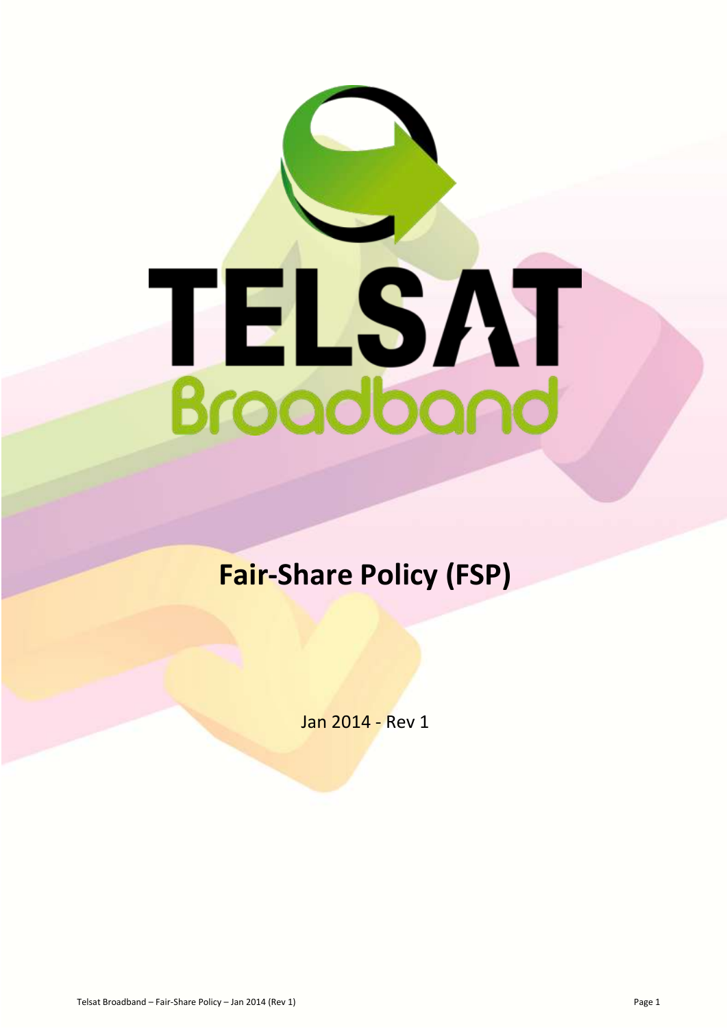# TELSAT Broadband

# Fair-Share Policy (FSP)

Jan 2014 - Rev 1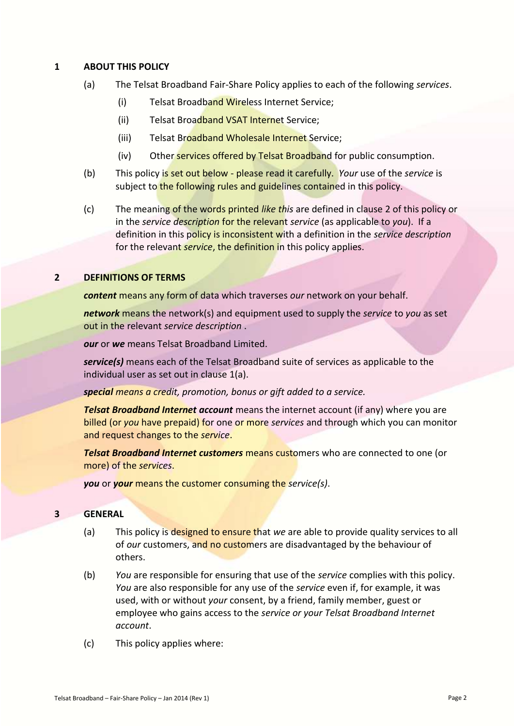## 1 ABOUT THIS POLICY

(a) The Telsat Broadband Fair-Share Policy applies to each of the following *services*.

  (i) Telsat Broadband Wireless Internet Service;

  (ii) Telsat Broadband VSAT Internet Service;

  (iii) Telsat Broadband Wholesale Internet Service;

  (iv) Other services offered by Telsat Broadband for public consumption.

(b) This policy is set out below - please read it carefully. *Your* use of the *service* is subject to the following rules and guidelines contained in this policy.

(c) The meaning of the words printed *like this* are defined in clause 2 of this policy or in the *service description* for the relevant *service* (as applicable to *you*). If a definition in this policy is inconsistent with a definition in the *service description* for the relevant *service*, the definition in this policy applies.

## 2 DEFINITIONS OF TERMS

***content*** means any form of data which traverses *our* network on your behalf.

***network*** means the network(s) and equipment used to supply the *service* to *you* as set out in the relevant *service description* .

***our*** or ***we*** means Telsat Broadband Limited.

***service(s)*** means each of the Telsat Broadband suite of services as applicable to the individual user as set out in clause 1(a).

***special*** *means a credit, promotion, bonus or gift added to a service.*

***Telsat Broadband Internet account*** means the internet account (if any) where you are billed (or *you* have prepaid) for one or more *services* and through which you can monitor and request changes to the *service*.

***Telsat Broadband Internet customers*** means customers who are connected to one (or more) of the *services*.

***you*** or ***your*** means the customer consuming the *service(s)*.

## 3 GENERAL

(a) This policy is designed to ensure that *we* are able to provide quality services to all of *our* customers, and no customers are disadvantaged by the behaviour of others.

(b) *You* are responsible for ensuring that use of the *service* complies with this policy. *You* are also responsible for any use of the *service* even if, for example, it was used, with or without *your* consent, by a friend, family member, guest or employee who gains access to the *service or your Telsat Broadband Internet account*.

(c) This policy applies where: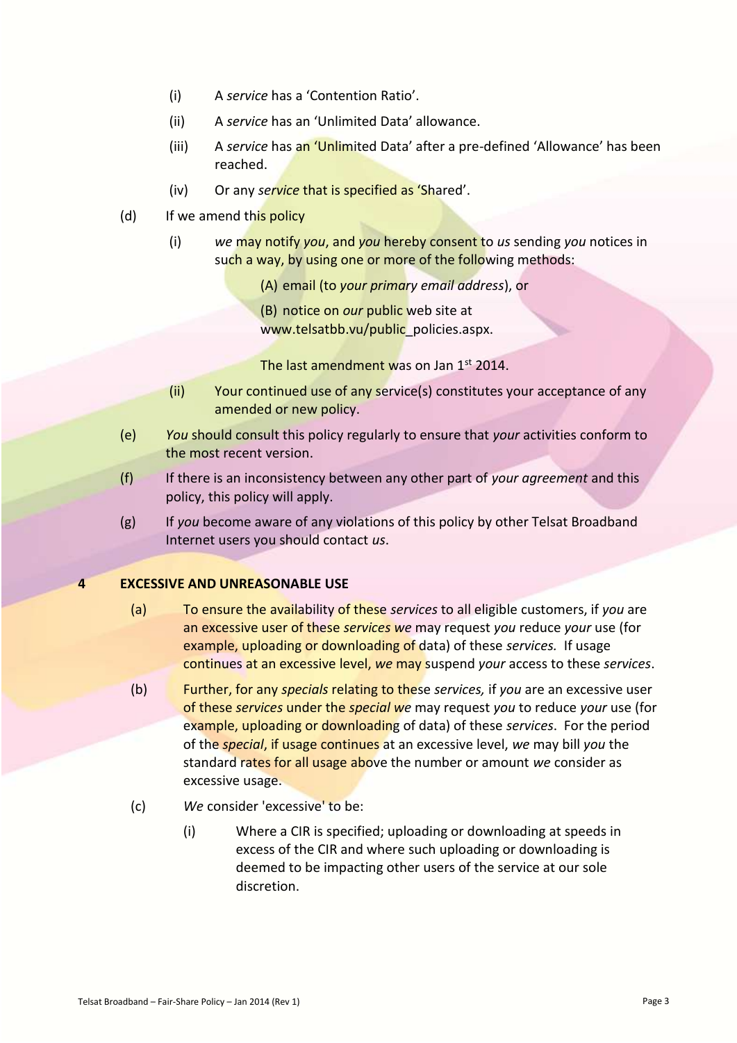- (i) A *service* has a 'Contention Ratio'.
- (ii) A *service* has an 'Unlimited Data' allowance.
- (iii) A *service* has an 'Unlimited Data' after a pre-defined 'Allowance' has been reached.
- (iv) Or any *service* that is specified as 'Shared'.

(d) If we amend this policy

- (i) *we* may notify *you*, and *you* hereby consent to *us* sending *you* notices in such a way, by using one or more of the following methods:

  (A) email (to *your primary email address*), or

  (B) notice on *our* public web site at www.telsatbb.vu/public_policies.aspx.

  The last amendment was on Jan 1st 2014.

- (ii) Your continued use of any service(s) constitutes your acceptance of any amended or new policy.

(e) *You* should consult this policy regularly to ensure that *your* activities conform to the most recent version.

(f) If there is an inconsistency between any other part of *your agreement* and this policy, this policy will apply.

(g) If *you* become aware of any violations of this policy by other Telsat Broadband Internet users you should contact *us*.

## 4 EXCESSIVE AND UNREASONABLE USE

(a) To ensure the availability of these *services* to all eligible customers, if *you* are an excessive user of these *services we* may request *you* reduce *your* use (for example, uploading or downloading of data) of these *services.* If usage continues at an excessive level, *we* may suspend *your* access to these *services*.

(b) Further, for any *specials* relating to these *services,* if *you* are an excessive user of these *services* under the *special we* may request *you* to reduce *your* use (for example, uploading or downloading of data) of these *services*. For the period of the *special*, if usage continues at an excessive level, *we* may bill *you* the standard rates for all usage above the number or amount *we* consider as excessive usage.

(c) *We* consider 'excessive' to be:

- (i) Where a CIR is specified; uploading or downloading at speeds in excess of the CIR and where such uploading or downloading is deemed to be impacting other users of the service at our sole discretion.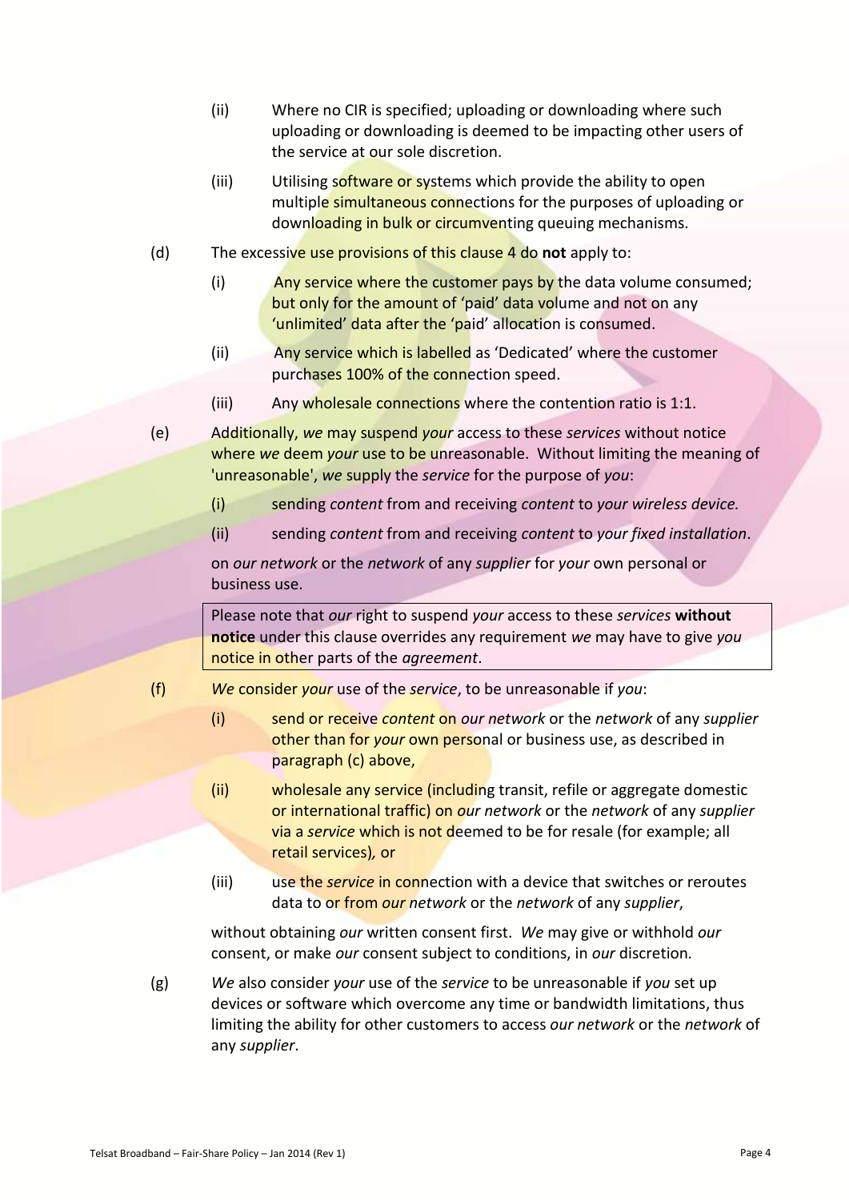(ii) Where no CIR is specified; uploading or downloading where such uploading or downloading is deemed to be impacting other users of the service at our sole discretion.

(iii) Utilising software or systems which provide the ability to open multiple simultaneous connections for the purposes of uploading or downloading in bulk or circumventing queuing mechanisms.

(d) The excessive use provisions of this clause 4 do **not** apply to:

(i) Any service where the customer pays by the data volume consumed; but only for the amount of 'paid' data volume and not on any 'unlimited' data after the 'paid' allocation is consumed.

(ii) Any service which is labelled as 'Dedicated' where the customer purchases 100% of the connection speed.

(iii) Any wholesale connections where the contention ratio is 1:1.

(e) Additionally, *we* may suspend *your* access to these *services* without notice where *we* deem *your* use to be unreasonable. Without limiting the meaning of 'unreasonable', *we* supply the *service* for the purpose of *you*:

(i) sending *content* from and receiving *content* to *your wireless device.*

(ii) sending *content* from and receiving *content* to *your fixed installation*.

on *our network* or the *network* of any *supplier* for *your* own personal or business use.

> Please note that *our* right to suspend *your* access to these *services* **without notice** under this clause overrides any requirement *we* may have to give *you* notice in other parts of the *agreement*.

(f) *We* consider *your* use of the *service*, to be unreasonable if *you*:

(i) send or receive *content* on *our network* or the *network* of any *supplier* other than for *your* own personal or business use, as described in paragraph (c) above,

(ii) wholesale any service (including transit, refile or aggregate domestic or international traffic) on *our network* or the *network* of any *supplier* via a *service* which is not deemed to be for resale (for example; all retail services)*,* or

(iii) use the *service* in connection with a device that switches or reroutes data to or from *our network* or the *network* of any *supplier*,

without obtaining *our* written consent first. *We* may give or withhold *our* consent, or make *our* consent subject to conditions, in *our* discretion.

(g) *We* also consider *your* use of the *service* to be unreasonable if *you* set up devices or software which overcome any time or bandwidth limitations, thus limiting the ability for other customers to access *our network* or the *network* of any *supplier*.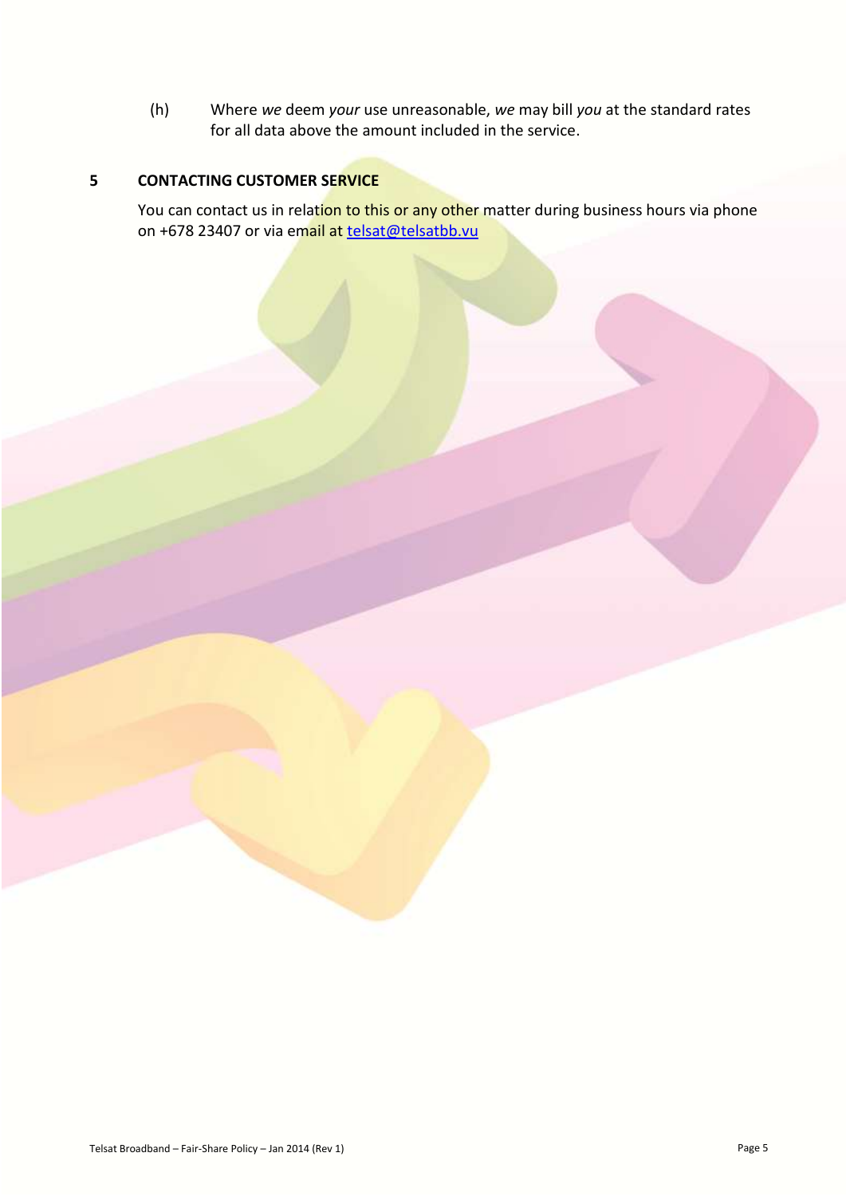(h) Where *we* deem *your* use unreasonable, *we* may bill *you* at the standard rates for all data above the amount included in the service.

## 5 CONTACTING CUSTOMER SERVICE

You can contact us in relation to this or any other matter during business hours via phone on +678 23407 or via email at telsat@telsatbb.vu